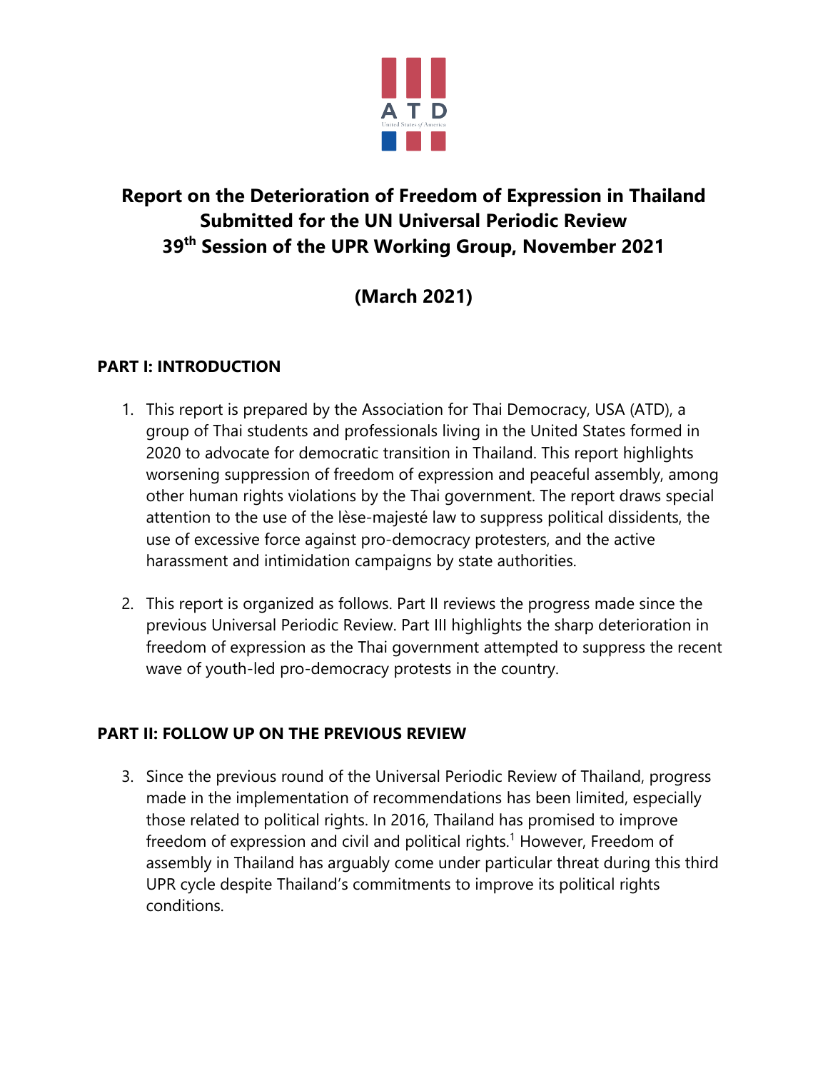ATD

United States of America

# Report on the Deterioration of Freedom of Expression in Thailand Submitted for the UN Universal Periodic Review 39th Session of the UPR Working Group, November 2021

## (March 2021)

### PART I: INTRODUCTION

1. This report is prepared by the Association for Thai Democracy, USA (ATD), a group of Thai students and professionals living in the United States formed in 2020 to advocate for democratic transition in Thailand. This report highlights worsening suppression of freedom of expression and peaceful assembly, among other human rights violations by the Thai government. The report draws special attention to the use of the lèse-majesté law to suppress political dissidents, the use of excessive force against pro-democracy protesters, and the active harassment and intimidation campaigns by state authorities.

2. This report is organized as follows. Part II reviews the progress made since the previous Universal Periodic Review. Part III highlights the sharp deterioration in freedom of expression as the Thai government attempted to suppress the recent wave of youth-led pro-democracy protests in the country.

### PART II: FOLLOW UP ON THE PREVIOUS REVIEW

3. Since the previous round of the Universal Periodic Review of Thailand, progress made in the implementation of recommendations has been limited, especially those related to political rights. In 2016, Thailand has promised to improve freedom of expression and civil and political rights.[1] However, Freedom of assembly in Thailand has arguably come under particular threat during this third UPR cycle despite Thailand's commitments to improve its political rights conditions.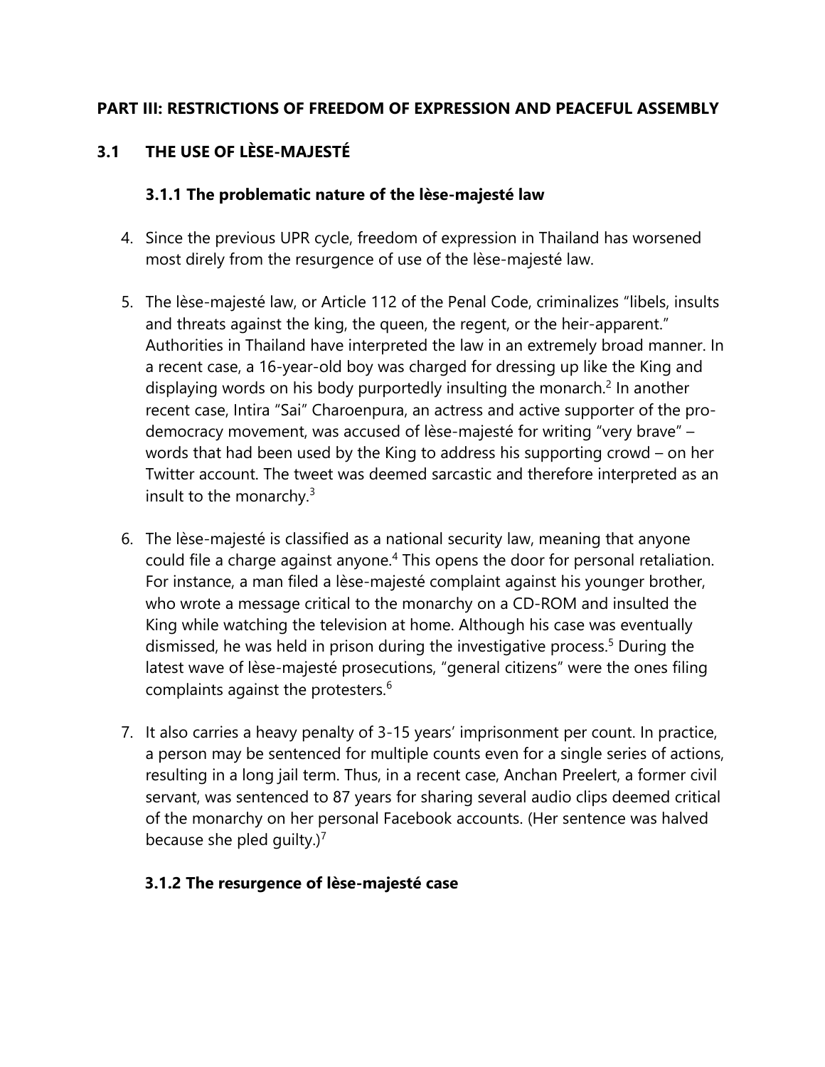## PART III: RESTRICTIONS OF FREEDOM OF EXPRESSION AND PEACEFUL ASSEMBLY

### 3.1 THE USE OF LÈSE-MAJESTÉ

#### 3.1.1 The problematic nature of the lèse-majesté law

4. Since the previous UPR cycle, freedom of expression in Thailand has worsened most direly from the resurgence of use of the lèse-majesté law.

5. The lèse-majesté law, or Article 112 of the Penal Code, criminalizes "libels, insults and threats against the king, the queen, the regent, or the heir-apparent." Authorities in Thailand have interpreted the law in an extremely broad manner. In a recent case, a 16-year-old boy was charged for dressing up like the King and displaying words on his body purportedly insulting the monarch.[2] In another recent case, Intira "Sai" Charoenpura, an actress and active supporter of the pro-democracy movement, was accused of lèse-majesté for writing "very brave" – words that had been used by the King to address his supporting crowd – on her Twitter account. The tweet was deemed sarcastic and therefore interpreted as an insult to the monarchy.[3]

6. The lèse-majesté is classified as a national security law, meaning that anyone could file a charge against anyone.[4] This opens the door for personal retaliation. For instance, a man filed a lèse-majesté complaint against his younger brother, who wrote a message critical to the monarchy on a CD-ROM and insulted the King while watching the television at home. Although his case was eventually dismissed, he was held in prison during the investigative process.[5] During the latest wave of lèse-majesté prosecutions, "general citizens" were the ones filing complaints against the protesters.[6]

7. It also carries a heavy penalty of 3-15 years' imprisonment per count. In practice, a person may be sentenced for multiple counts even for a single series of actions, resulting in a long jail term. Thus, in a recent case, Anchan Preelert, a former civil servant, was sentenced to 87 years for sharing several audio clips deemed critical of the monarchy on her personal Facebook accounts. (Her sentence was halved because she pled guilty.)[7]

#### 3.1.2 The resurgence of lèse-majesté case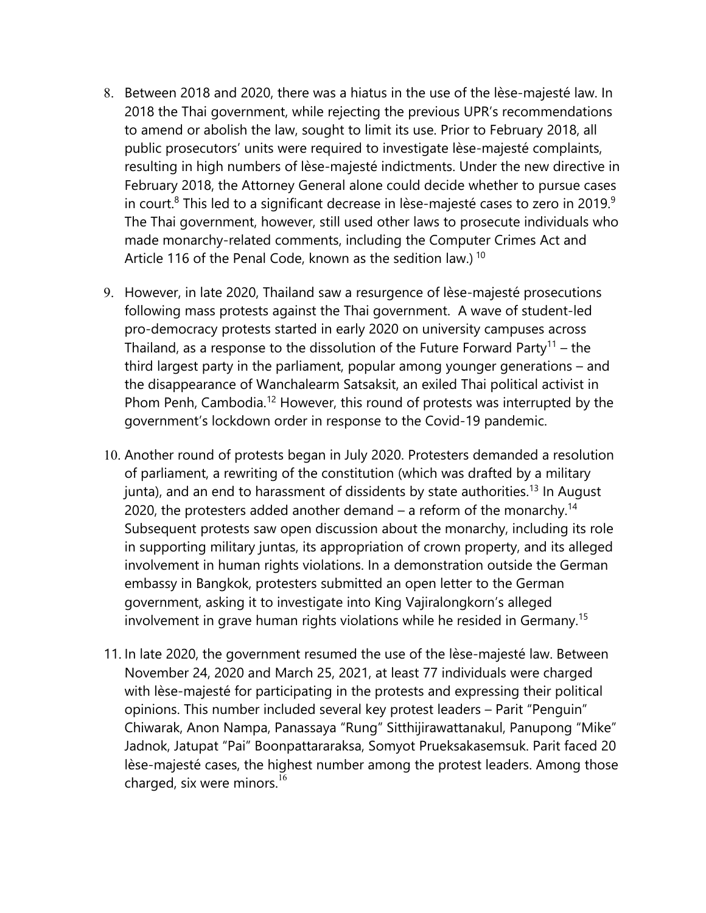8. Between 2018 and 2020, there was a hiatus in the use of the lèse-majesté law. In 2018 the Thai government, while rejecting the previous UPR's recommendations to amend or abolish the law, sought to limit its use. Prior to February 2018, all public prosecutors' units were required to investigate lèse-majesté complaints, resulting in high numbers of lèse-majesté indictments. Under the new directive in February 2018, the Attorney General alone could decide whether to pursue cases in court.[8] This led to a significant decrease in lèse-majesté cases to zero in 2019.[9] The Thai government, however, still used other laws to prosecute individuals who made monarchy-related comments, including the Computer Crimes Act and Article 116 of the Penal Code, known as the sedition law.) [10]

9. However, in late 2020, Thailand saw a resurgence of lèse-majesté prosecutions following mass protests against the Thai government. A wave of student-led pro-democracy protests started in early 2020 on university campuses across Thailand, as a response to the dissolution of the Future Forward Party[11] – the third largest party in the parliament, popular among younger generations – and the disappearance of Wanchalearm Satsaksit, an exiled Thai political activist in Phom Penh, Cambodia.[12] However, this round of protests was interrupted by the government's lockdown order in response to the Covid-19 pandemic.

10. Another round of protests began in July 2020. Protesters demanded a resolution of parliament, a rewriting of the constitution (which was drafted by a military junta), and an end to harassment of dissidents by state authorities.[13] In August 2020, the protesters added another demand – a reform of the monarchy.[14] Subsequent protests saw open discussion about the monarchy, including its role in supporting military juntas, its appropriation of crown property, and its alleged involvement in human rights violations. In a demonstration outside the German embassy in Bangkok, protesters submitted an open letter to the German government, asking it to investigate into King Vajiralongkorn's alleged involvement in grave human rights violations while he resided in Germany.[15]

11. In late 2020, the government resumed the use of the lèse-majesté law. Between November 24, 2020 and March 25, 2021, at least 77 individuals were charged with lèse-majesté for participating in the protests and expressing their political opinions. This number included several key protest leaders – Parit "Penguin" Chiwarak, Anon Nampa, Panassaya "Rung" Sitthijirawattanakul, Panupong "Mike" Jadnok, Jatupat "Pai" Boonpattararaksa, Somyot Prueksakasemsuk. Parit faced 20 lèse-majesté cases, the highest number among the protest leaders. Among those charged, six were minors.[16]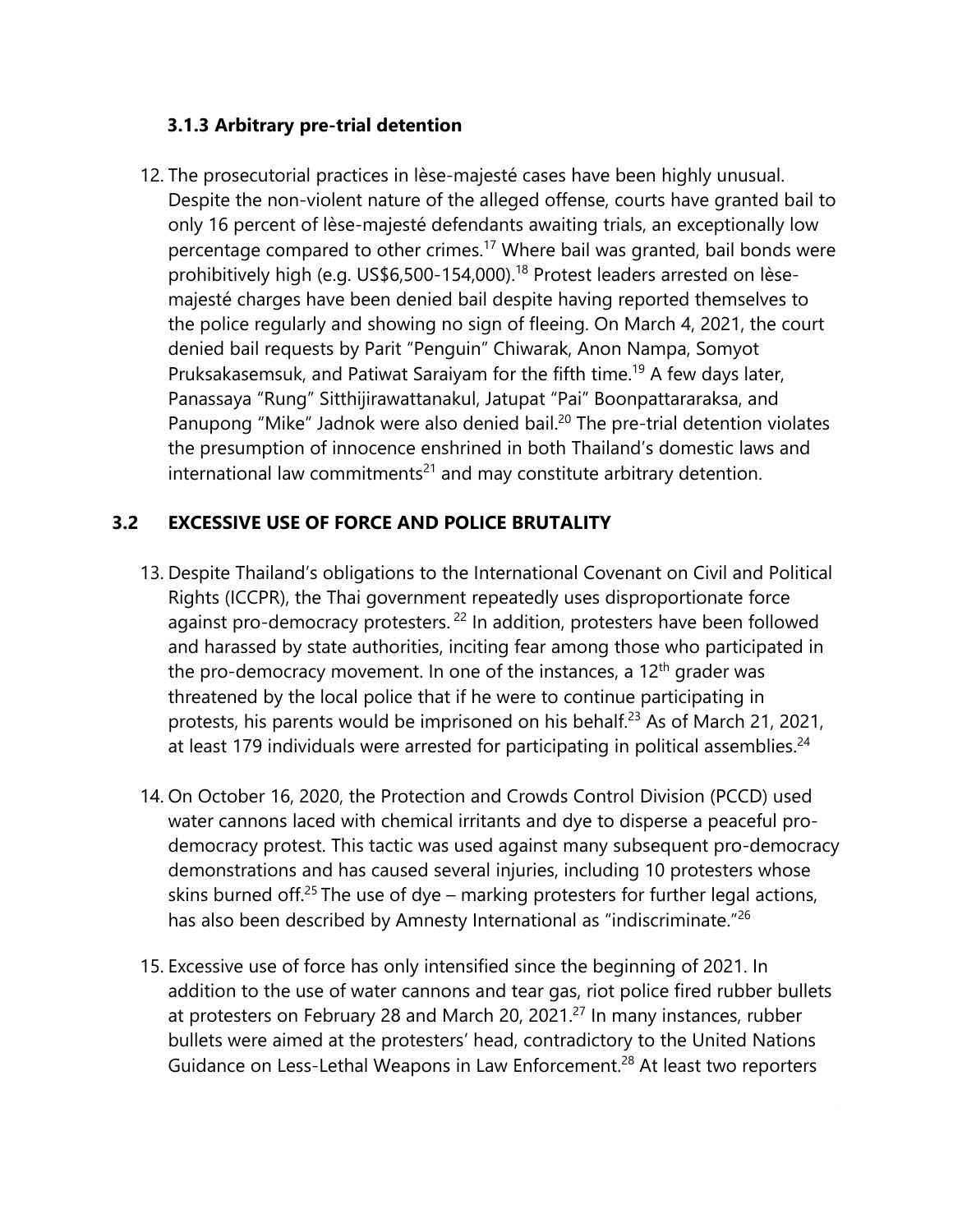### 3.1.3 Arbitrary pre-trial detention

12. The prosecutorial practices in lèse-majesté cases have been highly unusual. Despite the non-violent nature of the alleged offense, courts have granted bail to only 16 percent of lèse-majesté defendants awaiting trials, an exceptionally low percentage compared to other crimes.[17] Where bail was granted, bail bonds were prohibitively high (e.g. US$6,500-154,000).[18] Protest leaders arrested on lèse-majesté charges have been denied bail despite having reported themselves to the police regularly and showing no sign of fleeing. On March 4, 2021, the court denied bail requests by Parit "Penguin" Chiwarak, Anon Nampa, Somyot Pruksakasemsuk, and Patiwat Saraiyam for the fifth time.[19] A few days later, Panassaya "Rung" Sitthijirawattanakul, Jatupat "Pai" Boonpattararaksa, and Panupong "Mike" Jadnok were also denied bail.[20] The pre-trial detention violates the presumption of innocence enshrined in both Thailand's domestic laws and international law commitments[21] and may constitute arbitrary detention.

## 3.2 EXCESSIVE USE OF FORCE AND POLICE BRUTALITY

13. Despite Thailand's obligations to the International Covenant on Civil and Political Rights (ICCPR), the Thai government repeatedly uses disproportionate force against pro-democracy protesters. [22] In addition, protesters have been followed and harassed by state authorities, inciting fear among those who participated in the pro-democracy movement. In one of the instances, a 12th grader was threatened by the local police that if he were to continue participating in protests, his parents would be imprisoned on his behalf.[23] As of March 21, 2021, at least 179 individuals were arrested for participating in political assemblies.[24]

14. On October 16, 2020, the Protection and Crowds Control Division (PCCD) used water cannons laced with chemical irritants and dye to disperse a peaceful pro-democracy protest. This tactic was used against many subsequent pro-democracy demonstrations and has caused several injuries, including 10 protesters whose skins burned off.[25] The use of dye – marking protesters for further legal actions, has also been described by Amnesty International as "indiscriminate."[26]

15. Excessive use of force has only intensified since the beginning of 2021. In addition to the use of water cannons and tear gas, riot police fired rubber bullets at protesters on February 28 and March 20, 2021.[27] In many instances, rubber bullets were aimed at the protesters' head, contradictory to the United Nations Guidance on Less-Lethal Weapons in Law Enforcement.[28] At least two reporters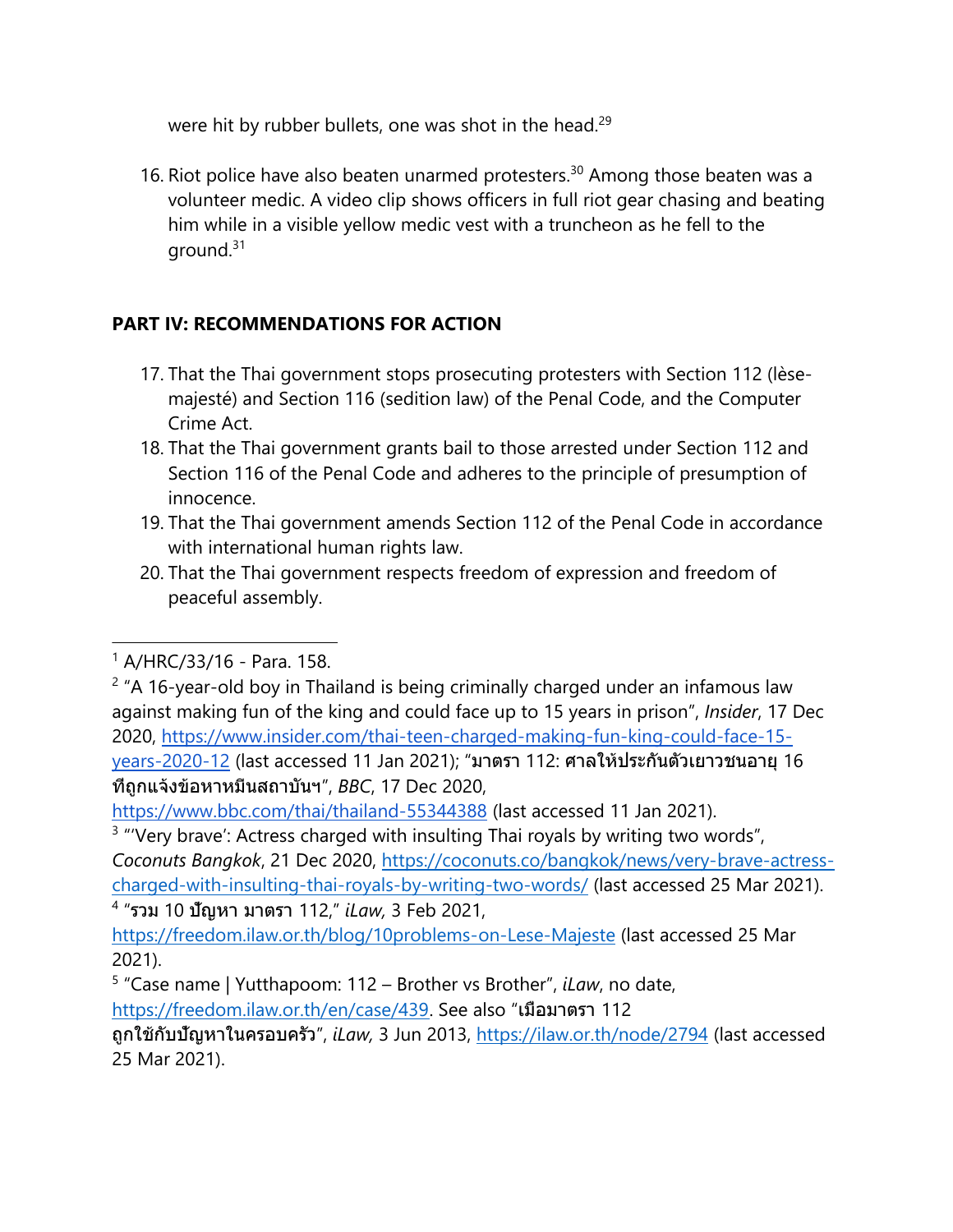were hit by rubber bullets, one was shot in the head.[29]

16. Riot police have also beaten unarmed protesters.[30] Among those beaten was a volunteer medic. A video clip shows officers in full riot gear chasing and beating him while in a visible yellow medic vest with a truncheon as he fell to the ground.[31]

## PART IV: RECOMMENDATIONS FOR ACTION

17. That the Thai government stops prosecuting protesters with Section 112 (lèse-majesté) and Section 116 (sedition law) of the Penal Code, and the Computer Crime Act.
18. That the Thai government grants bail to those arrested under Section 112 and Section 116 of the Penal Code and adheres to the principle of presumption of innocence.
19. That the Thai government amends Section 112 of the Penal Code in accordance with international human rights law.
20. That the Thai government respects freedom of expression and freedom of peaceful assembly.

---

[1] A/HRC/33/16 - Para. 158.

[2] "A 16-year-old boy in Thailand is being criminally charged under an infamous law against making fun of the king and could face up to 15 years in prison", *Insider*, 17 Dec 2020, https://www.insider.com/thai-teen-charged-making-fun-king-could-face-15-years-2020-12 (last accessed 11 Jan 2021); "**มาตรา 112: ศาลให้ประกันตัวเยาวชนอายุ 16 ทีถูกแจ้งข้อหาหมีนสถาบันฯ**", *BBC*, 17 Dec 2020, https://www.bbc.com/thai/thailand-55344388 (last accessed 11 Jan 2021).

[3] "'Very brave': Actress charged with insulting Thai royals by writing two words", *Coconuts Bangkok*, 21 Dec 2020, https://coconuts.co/bangkok/news/very-brave-actress-charged-with-insulting-thai-royals-by-writing-two-words/ (last accessed 25 Mar 2021).

[4] "**รวม 10 ปัญหา มาตรา 112**," *iLaw,* 3 Feb 2021, https://freedom.ilaw.or.th/blog/10problems-on-Lese-Majeste (last accessed 25 Mar 2021).

[5] "Case name | Yutthapoom: 112 – Brother vs Brother", *iLaw*, no date, https://freedom.ilaw.or.th/en/case/439. See also "**เมื่อมาตรา 112 ถูกใช้กับปัญหาในครอบครัว**", *iLaw,* 3 Jun 2013, https://ilaw.or.th/node/2794 (last accessed 25 Mar 2021).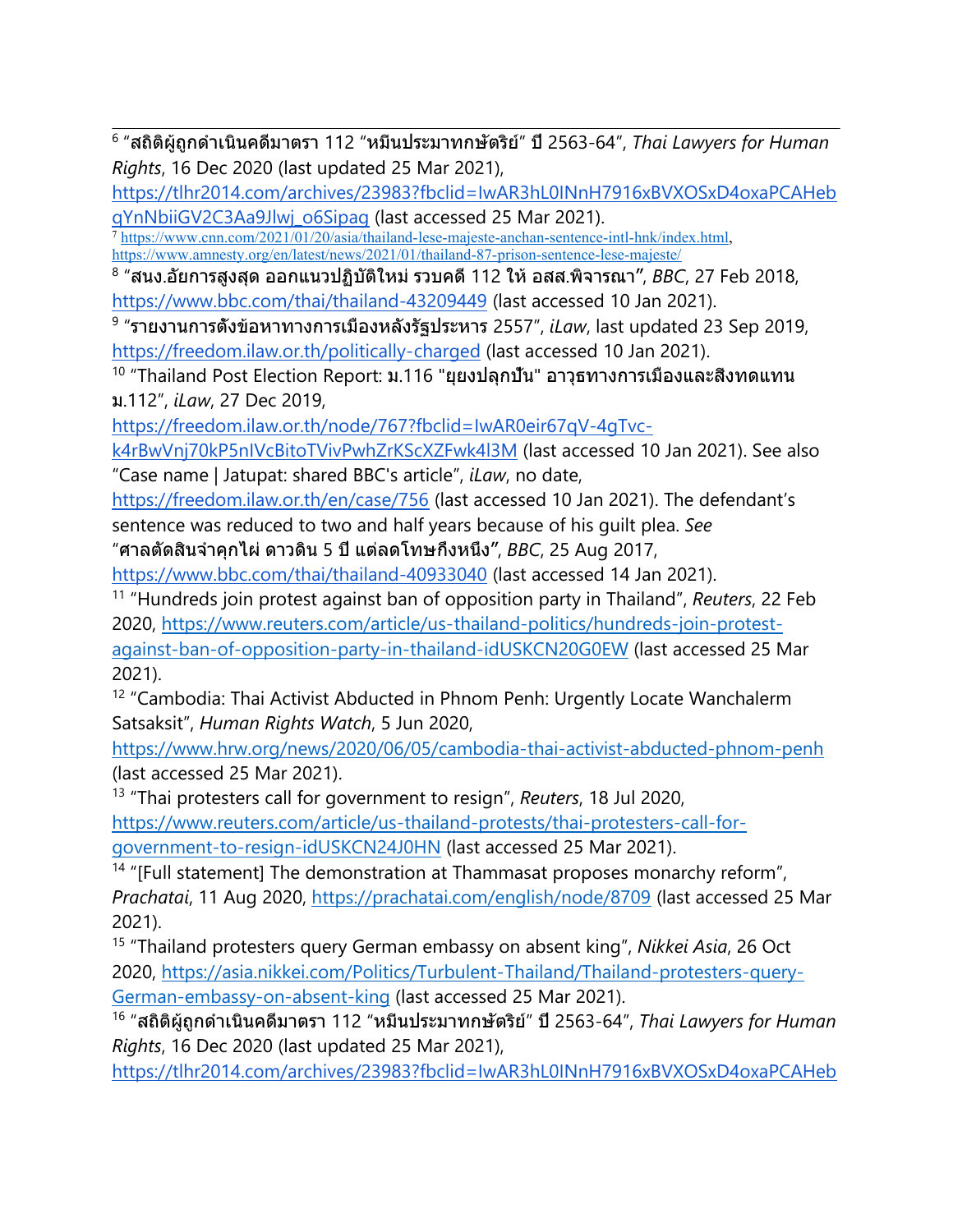[6] "สถิติผู้ถูกดำเนินคดีมาตรา 112 "หมิ่นประมาทกษัตริย์" ปี 2563-64", *Thai Lawyers for Human Rights*, 16 Dec 2020 (last updated 25 Mar 2021), https://tlhr2014.com/archives/23983?fbclid=IwAR3hL0INnH7916xBVXOSxD4oxaPCAHebqYnNbiiGV2C3Aa9Jlwj_o6Sipag (last accessed 25 Mar 2021).

[7] https://www.cnn.com/2021/01/20/asia/thailand-lese-majeste-anchan-sentence-intl-hnk/index.html, https://www.amnesty.org/en/latest/news/2021/01/thailand-87-prison-sentence-lese-majeste/

[8] "สนง.อัยการสูงสุด ออกแนวปฏิบัติใหม่ รวบคดี 112 ให้ อสส.พิจารณา", *BBC*, 27 Feb 2018, https://www.bbc.com/thai/thailand-43209449 (last accessed 10 Jan 2021).

[9] "รายงานการตั้งข้อหาทางการเมืองหลังรัฐประหาร 2557", *iLaw*, last updated 23 Sep 2019, https://freedom.ilaw.or.th/politically-charged (last accessed 10 Jan 2021).

[10] "Thailand Post Election Report: ม.116 "ยุยงปลุกปั่น" อาวุธทางการเมืองและสิ่งทดแทน ม.112", *iLaw*, 27 Dec 2019, https://freedom.ilaw.or.th/node/767?fbclid=IwAR0eir67qV-4gTvc-k4rBwVnj70kP5nIVcBitoTVivPwhZrKScXZFwk4l3M (last accessed 10 Jan 2021). See also "Case name | Jatupat: shared BBC's article", *iLaw*, no date, https://freedom.ilaw.or.th/en/case/756 (last accessed 10 Jan 2021). The defendant's sentence was reduced to two and half years because of his guilt plea. *See* "ศาลตัดสินจำคุกไผ่ ดาวดิน 5 ปี แต่ลดโทษกึ่งหนึ่ง", *BBC*, 25 Aug 2017, https://www.bbc.com/thai/thailand-40933040 (last accessed 14 Jan 2021).

[11] "Hundreds join protest against ban of opposition party in Thailand", *Reuters*, 22 Feb 2020, https://www.reuters.com/article/us-thailand-politics/hundreds-join-protest-against-ban-of-opposition-party-in-thailand-idUSKCN20G0EW (last accessed 25 Mar 2021).

[12] "Cambodia: Thai Activist Abducted in Phnom Penh: Urgently Locate Wanchalerm Satsaksit", *Human Rights Watch*, 5 Jun 2020, https://www.hrw.org/news/2020/06/05/cambodia-thai-activist-abducted-phnom-penh (last accessed 25 Mar 2021).

[13] "Thai protesters call for government to resign", *Reuters*, 18 Jul 2020, https://www.reuters.com/article/us-thailand-protests/thai-protesters-call-for-government-to-resign-idUSKCN24J0HN (last accessed 25 Mar 2021).

[14] "[Full statement] The demonstration at Thammasat proposes monarchy reform", *Prachatai*, 11 Aug 2020, https://prachatai.com/english/node/8709 (last accessed 25 Mar 2021).

[15] "Thailand protesters query German embassy on absent king", *Nikkei Asia*, 26 Oct 2020, https://asia.nikkei.com/Politics/Turbulent-Thailand/Thailand-protesters-query-German-embassy-on-absent-king (last accessed 25 Mar 2021).

[16] "สถิติผู้ถูกดำเนินคดีมาตรา 112 "หมิ่นประมาทกษัตริย์" ปี 2563-64", *Thai Lawyers for Human Rights*, 16 Dec 2020 (last updated 25 Mar 2021), https://tlhr2014.com/archives/23983?fbclid=IwAR3hL0INnH7916xBVXOSxD4oxaPCAHeb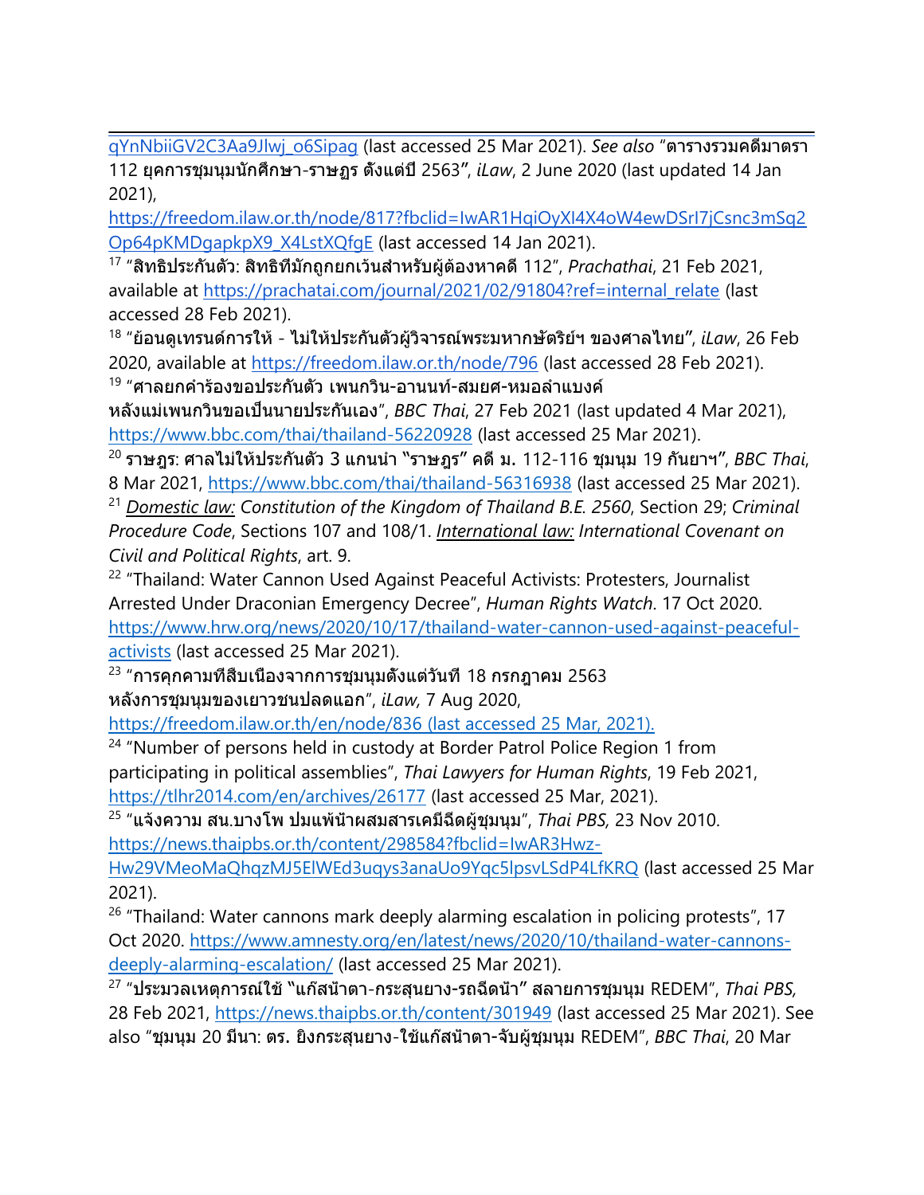qYnNbiiGV2C3Aa9Jlwj_o6Sipag (last accessed 25 Mar 2021). *See also* "ตารางรวมคดีมาตรา 112 ยุคการชุมนุมนักศึกษา-ราษฎร ตั้งแต่ปี 2563", *iLaw*, 2 June 2020 (last updated 14 Jan 2021), https://freedom.ilaw.or.th/node/817?fbclid=IwAR1HqiOyXI4X4oW4ewDSrI7jCsnc3mSq2Op64pKMDgapkpX9_X4LstXQfgE (last accessed 14 Jan 2021).

[17] "สิทธิประกันตัว: สิทธิที่มักถูกยกเว้นสำหรับผู้ต้องหาคดี 112", *Prachathai*, 21 Feb 2021, available at https://prachatai.com/journal/2021/02/91804?ref=internal_relate (last accessed 28 Feb 2021).

[18] "ย้อนดูเทรนด์การให้ - ไม่ให้ประกันตัวผู้วิจารณ์พระมหากษัตริย์ฯ ของศาลไทย", *iLaw*, 26 Feb 2020, available at https://freedom.ilaw.or.th/node/796 (last accessed 28 Feb 2021).

[19] "ศาลยกคำร้องขอประกันตัว เพนกวิน-อานนท์-สมยศ-หมอลำแบงค์ หลังแม่เพนกวินขอเป็นนายประกันเอง", *BBC Thai*, 27 Feb 2021 (last updated 4 Mar 2021), https://www.bbc.com/thai/thailand-56220928 (last accessed 25 Mar 2021).

[20] ราษฎร: ศาลไม่ให้ประกันตัว 3 แกนนำ "ราษฎร" คดี ม. 112-116 ชุมนุม 19 กันยาฯ", *BBC Thai*, 8 Mar 2021, https://www.bbc.com/thai/thailand-56316938 (last accessed 25 Mar 2021).

[21] *<u>Domestic law:</u> Constitution of the Kingdom of Thailand B.E. 2560*, Section 29; *Criminal Procedure Code*, Sections 107 and 108/1. *<u>International law:</u> International Covenant on Civil and Political Rights*, art. 9.

[22] "Thailand: Water Cannon Used Against Peaceful Activists: Protesters, Journalist Arrested Under Draconian Emergency Decree", *Human Rights Watch*. 17 Oct 2020. https://www.hrw.org/news/2020/10/17/thailand-water-cannon-used-against-peaceful-activists (last accessed 25 Mar 2021).

[23] "การคุกคามที่สืบเนื่องจากการชุมนุมตั้งแต่วันที่ 18 กรกฎาคม 2563 หลังการชุมนุมของเยาวชนปลดแอก", *iLaw,* 7 Aug 2020, https://freedom.ilaw.or.th/en/node/836 (last accessed 25 Mar, 2021).

[24] "Number of persons held in custody at Border Patrol Police Region 1 from participating in political assemblies", *Thai Lawyers for Human Rights*, 19 Feb 2021, https://tlhr2014.com/en/archives/26177 (last accessed 25 Mar, 2021).

[25] "แจ้งความ สน.บางโพ ปมแพ้น้ำผสมสารเคมีฉีดผู้ชุมนุม", *Thai PBS,* 23 Nov 2010. https://news.thaipbs.or.th/content/298584?fbclid=IwAR3Hwz-Hw29VMeoMaQhqzMJ5ElWEd3uqys3anaUo9Yqc5lpsvLSdP4LfKRQ (last accessed 25 Mar 2021).

[26] "Thailand: Water cannons mark deeply alarming escalation in policing protests", 17 Oct 2020. https://www.amnesty.org/en/latest/news/2020/10/thailand-water-cannons-deeply-alarming-escalation/ (last accessed 25 Mar 2021).

[27] "ประมวลเหตุการณ์ใช้ "แก๊สน้ำตา-กระสุนยาง-รถฉีดน้ำ" สลายการชุมนุม REDEM", *Thai PBS,* 28 Feb 2021, https://news.thaipbs.or.th/content/301949 (last accessed 25 Mar 2021). See also "ชุมนุม 20 มีนา: ตร. ยิงกระสุนยาง-ใช้แก๊สน้ำตา-จับผู้ชุมนุม REDEM", *BBC Thai*, 20 Mar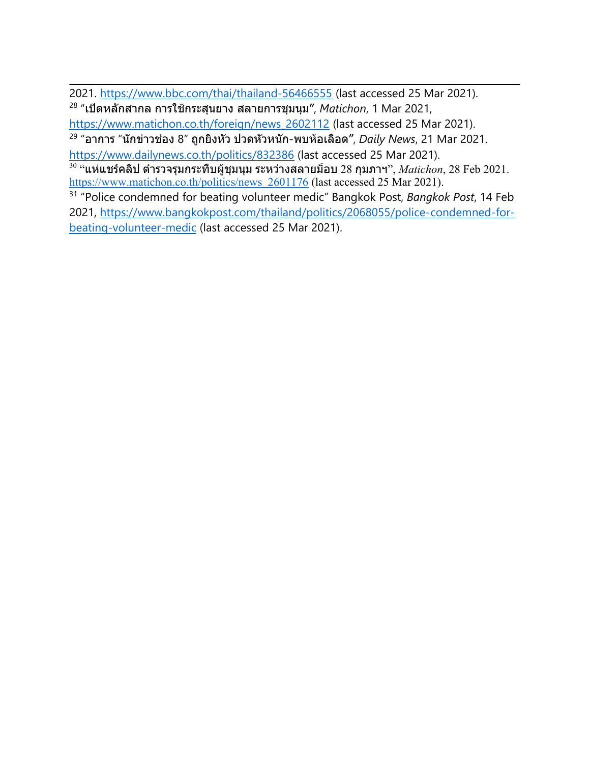2021. https://www.bbc.com/thai/thailand-56466555 (last accessed 25 Mar 2021).

[28] "**เปิดหลักสากล การใช้กระสุนยาง สลายการชุมนุม**", *Matichon*, 1 Mar 2021, https://www.matichon.co.th/foreign/news_2602112 (last accessed 25 Mar 2021).

[29] "**อาการ "นักข่าวช่อง 8" ถูกยิงหัว ปวดหัวหนัก-พบห้อเลือด**", *Daily News*, 21 Mar 2021. https://www.dailynews.co.th/politics/832386 (last accessed 25 Mar 2021).

[30] "**แห่แชร์คลิป ตำรวจรุมกระทืบผู้ชุมนุม ระหว่างสลายม็อบ** 28 **กุมภาฯ**", *Matichon*, 28 Feb 2021. https://www.matichon.co.th/politics/news_2601176 (last accessed 25 Mar 2021).

[31] "Police condemned for beating volunteer medic" Bangkok Post, *Bangkok Post*, 14 Feb 2021, https://www.bangkokpost.com/thailand/politics/2068055/police-condemned-for-beating-volunteer-medic (last accessed 25 Mar 2021).